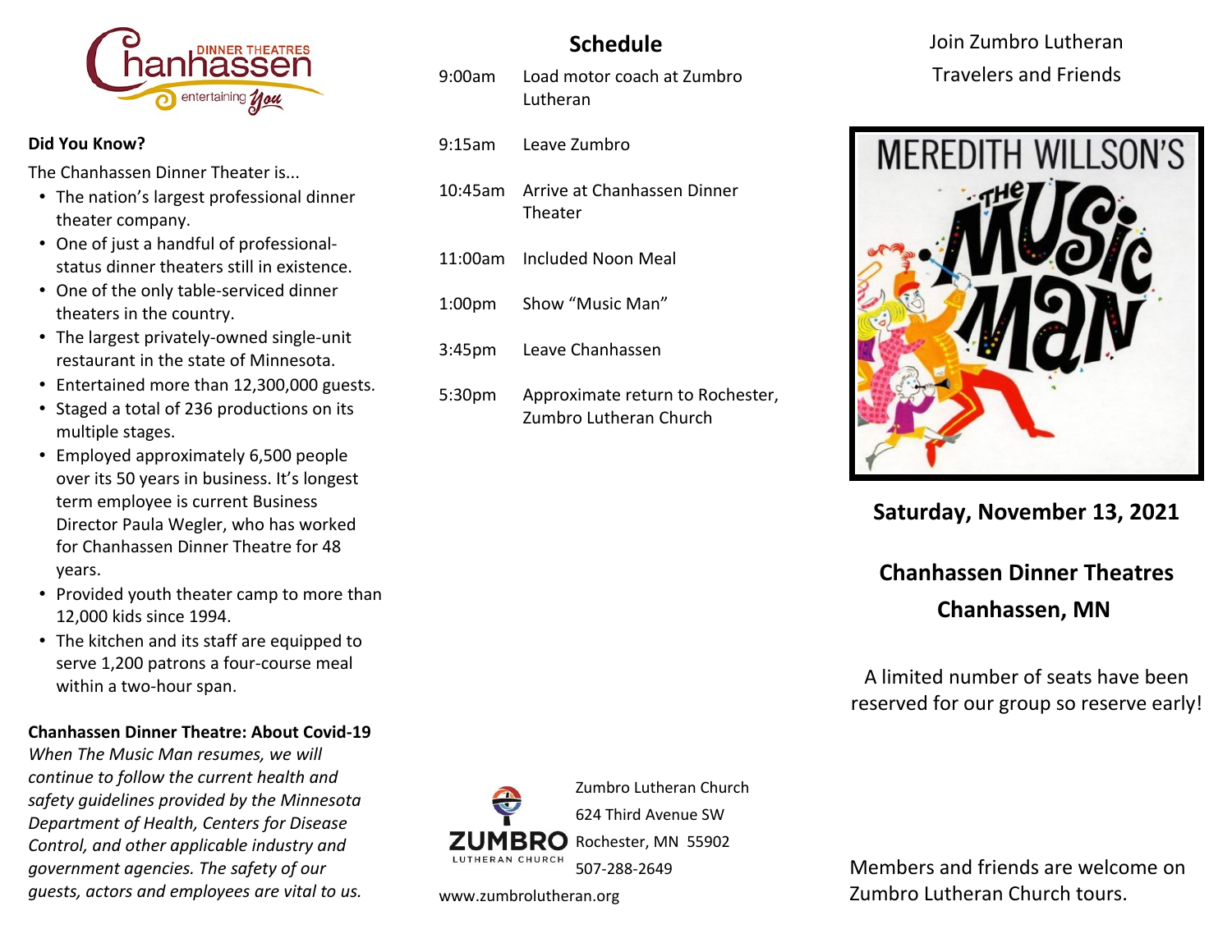Chanhassen DINNER THEATRES entertaining You

**Did You Know?**

The Chanhassen Dinner Theater is...

- The nation's largest professional dinner theater company.
- One of just a handful of professional-status dinner theaters still in existence.
- One of the only table-serviced dinner theaters in the country.
- The largest privately-owned single-unit restaurant in the state of Minnesota.
- Entertained more than 12,300,000 guests.
- Staged a total of 236 productions on its multiple stages.
- Employed approximately 6,500 people over its 50 years in business. It's longest term employee is current Business Director Paula Wegler, who has worked for Chanhassen Dinner Theatre for 48 years.
- Provided youth theater camp to more than 12,000 kids since 1994.
- The kitchen and its staff are equipped to serve 1,200 patrons a four-course meal within a two-hour span.

**Chanhassen Dinner Theatre: About Covid-19**

*When The Music Man resumes, we will continue to follow the current health and safety guidelines provided by the Minnesota Department of Health, Centers for Disease Control, and other applicable industry and government agencies. The safety of our guests, actors and employees are vital to us.*

## Schedule

| | |
|---|---|
| 9:00am | Load motor coach at Zumbro Lutheran |
| 9:15am | Leave Zumbro |
| 10:45am | Arrive at Chanhassen Dinner Theater |
| 11:00am | Included Noon Meal |
| 1:00pm | Show "Music Man" |
| 3:45pm | Leave Chanhassen |
| 5:30pm | Approximate return to Rochester, Zumbro Lutheran Church |

ZUMBRO LUTHERAN CHURCH

Zumbro Lutheran Church
624 Third Avenue SW
Rochester, MN 55902
507-288-2649

www.zumbrolutheran.org

Join Zumbro Lutheran Travelers and Friends

MEREDITH WILLSON'S THE MUSIC MAN

**Saturday, November 13, 2021**

**Chanhassen Dinner Theatres**
**Chanhassen, MN**

A limited number of seats have been reserved for our group so reserve early!

Members and friends are welcome on Zumbro Lutheran Church tours.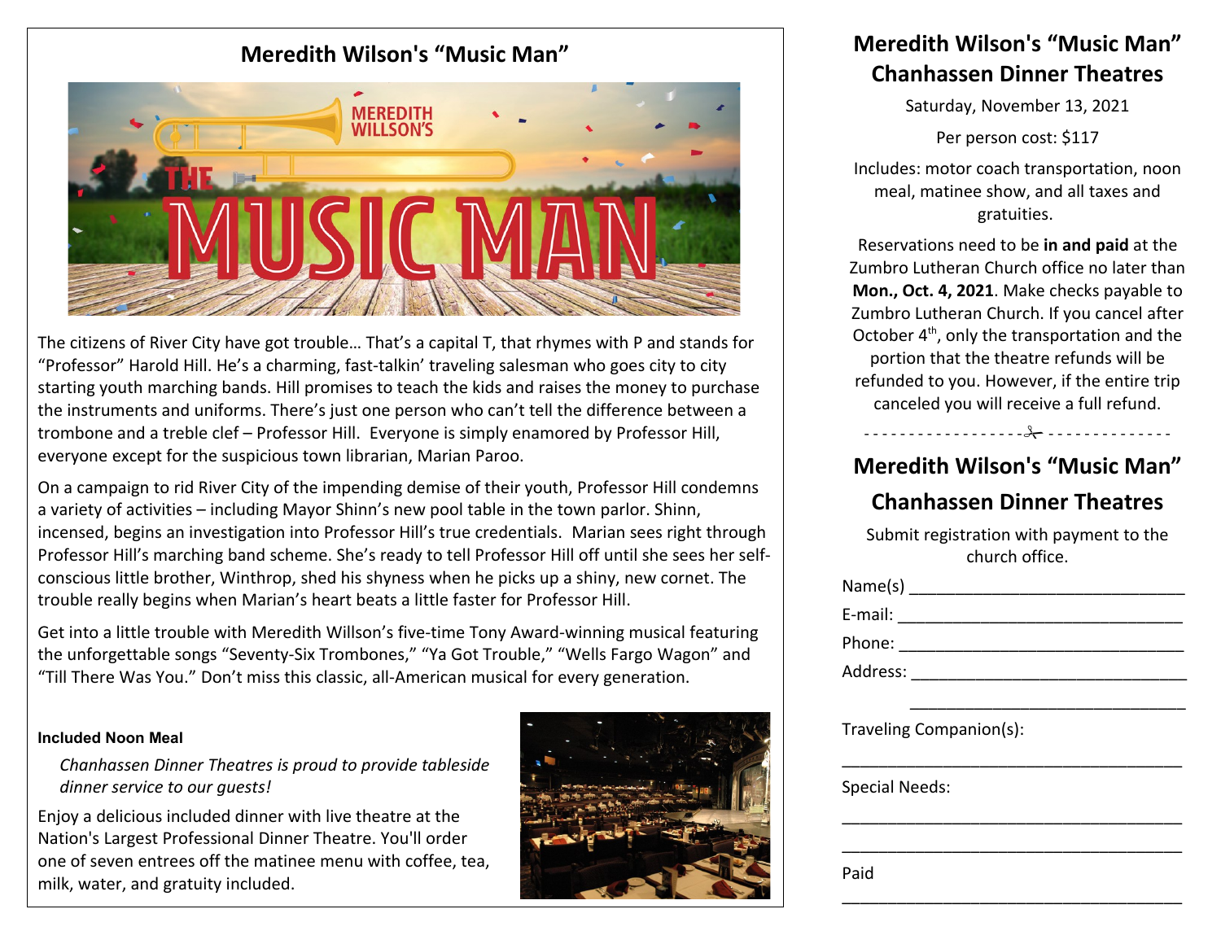## Meredith Wilson's "Music Man"

The citizens of River City have got trouble… That's a capital T, that rhymes with P and stands for "Professor" Harold Hill. He's a charming, fast-talkin' traveling salesman who goes city to city starting youth marching bands. Hill promises to teach the kids and raises the money to purchase the instruments and uniforms. There's just one person who can't tell the difference between a trombone and a treble clef – Professor Hill. Everyone is simply enamored by Professor Hill, everyone except for the suspicious town librarian, Marian Paroo.

On a campaign to rid River City of the impending demise of their youth, Professor Hill condemns a variety of activities – including Mayor Shinn's new pool table in the town parlor. Shinn, incensed, begins an investigation into Professor Hill's true credentials. Marian sees right through Professor Hill's marching band scheme. She's ready to tell Professor Hill off until she sees her self-conscious little brother, Winthrop, shed his shyness when he picks up a shiny, new cornet. The trouble really begins when Marian's heart beats a little faster for Professor Hill.

Get into a little trouble with Meredith Willson's five-time Tony Award-winning musical featuring the unforgettable songs "Seventy-Six Trombones," "Ya Got Trouble," "Wells Fargo Wagon" and "Till There Was You." Don't miss this classic, all-American musical for every generation.

**Included Noon Meal**

*Chanhassen Dinner Theatres is proud to provide tableside dinner service to our guests!*

Enjoy a delicious included dinner with live theatre at the Nation's Largest Professional Dinner Theatre. You'll order one of seven entrees off the matinee menu with coffee, tea, milk, water, and gratuity included.

## Meredith Wilson's "Music Man" Chanhassen Dinner Theatres

Saturday, November 13, 2021

Per person cost: $117

Includes: motor coach transportation, noon meal, matinee show, and all taxes and gratuities.

Reservations need to be **in and paid** at the Zumbro Lutheran Church office no later than **Mon., Oct. 4, 2021**. Make checks payable to Zumbro Lutheran Church. If you cancel after October 4th, only the transportation and the portion that the theatre refunds will be refunded to you. However, if the entire trip canceled you will receive a full refund.

- - - - - - - - - - - - - - - - - - ✂ - - - - - - - - - - - - - -

## Meredith Wilson's "Music Man"

## Chanhassen Dinner Theatres

Submit registration with payment to the church office.

Name(s) ______________________________

E-mail: ______________________________

Phone: ______________________________

Address: ______________________________

______________________________

Traveling Companion(s):

______________________________

Special Needs:

______________________________

______________________________

Paid

______________________________